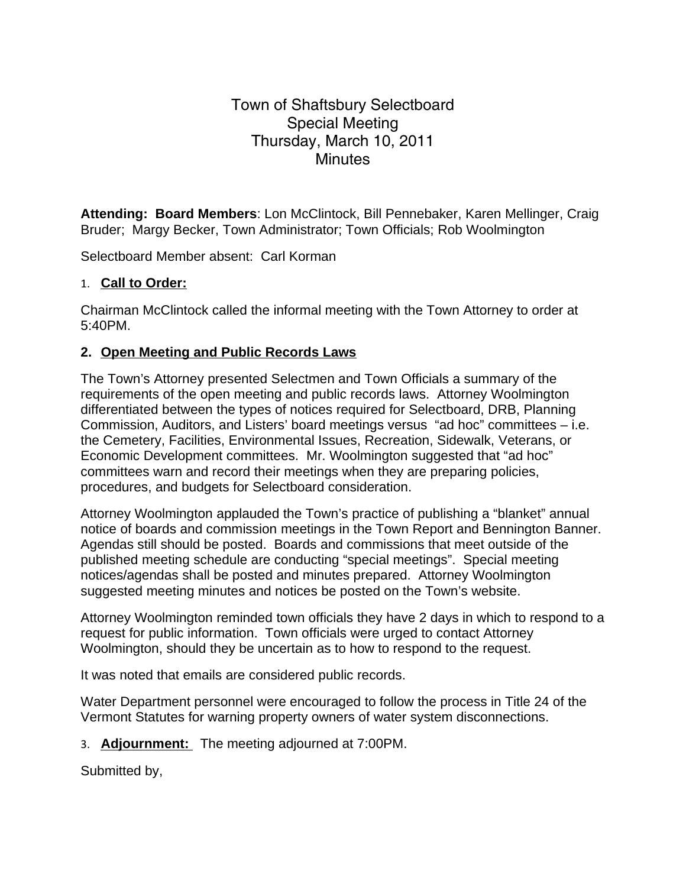# Town of Shaftsbury Selectboard
## Special Meeting
## Thursday, March 10, 2011
## Minutes

**Attending: Board Members**: Lon McClintock, Bill Pennebaker, Karen Mellinger, Craig Bruder; Margy Becker, Town Administrator; Town Officials; Rob Woolmington

Selectboard Member absent: Carl Korman

1. **Call to Order:**

Chairman McClintock called the informal meeting with the Town Attorney to order at 5:40PM.

**2. Open Meeting and Public Records Laws**

The Town's Attorney presented Selectmen and Town Officials a summary of the requirements of the open meeting and public records laws. Attorney Woolmington differentiated between the types of notices required for Selectboard, DRB, Planning Commission, Auditors, and Listers' board meetings versus "ad hoc" committees – i.e. the Cemetery, Facilities, Environmental Issues, Recreation, Sidewalk, Veterans, or Economic Development committees. Mr. Woolmington suggested that "ad hoc" committees warn and record their meetings when they are preparing policies, procedures, and budgets for Selectboard consideration.

Attorney Woolmington applauded the Town's practice of publishing a "blanket" annual notice of boards and commission meetings in the Town Report and Bennington Banner. Agendas still should be posted. Boards and commissions that meet outside of the published meeting schedule are conducting "special meetings". Special meeting notices/agendas shall be posted and minutes prepared. Attorney Woolmington suggested meeting minutes and notices be posted on the Town's website.

Attorney Woolmington reminded town officials they have 2 days in which to respond to a request for public information. Town officials were urged to contact Attorney Woolmington, should they be uncertain as to how to respond to the request.

It was noted that emails are considered public records.

Water Department personnel were encouraged to follow the process in Title 24 of the Vermont Statutes for warning property owners of water system disconnections.

3. **Adjournment:** The meeting adjourned at 7:00PM.

Submitted by,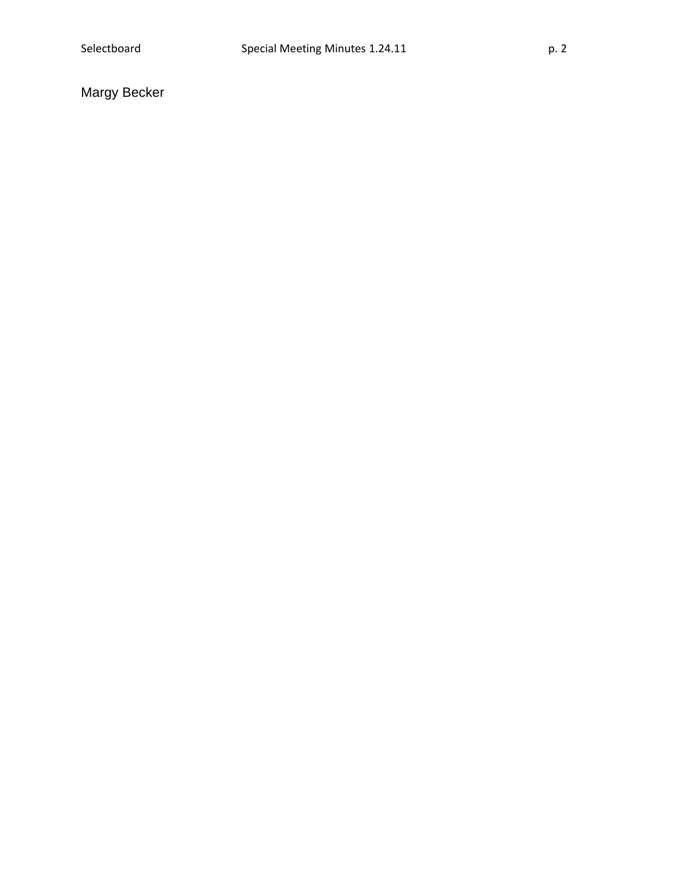Margy Becker